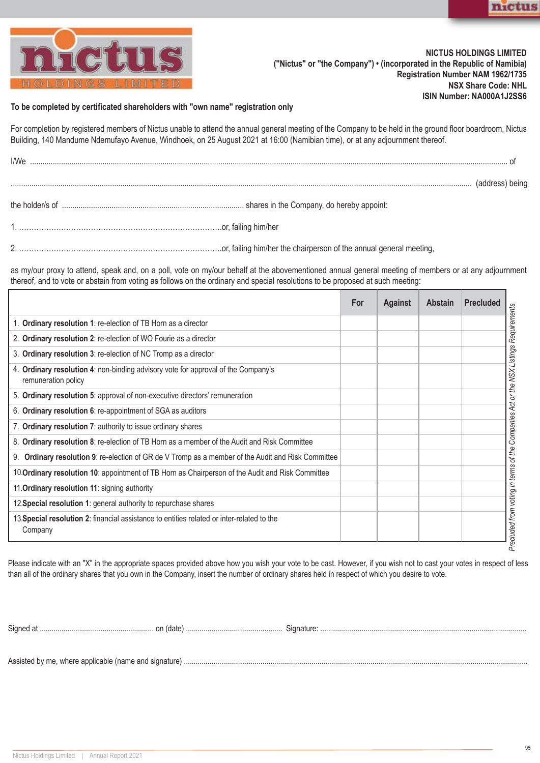**NICTUS HOLDINGS LIMITED**
**("Nictus" or "the Company") • (incorporated in the Republic of Namibia)**
**Registration Number NAM 1962/1735**
**NSX Share Code: NHL**
**ISIN Number: NA000A1J2SS6**

**To be completed by certificated shareholders with "own name" registration only**

For completion by registered members of Nictus unable to attend the annual general meeting of the Company to be held in the ground floor boardroom, Nictus Building, 140 Mandume Ndemufayo Avenue, Windhoek, on 25 August 2021 at 16:00 (Namibian time), or at any adjournment thereof.

I/We ........................................................................................................................................................ of

........................................................................................................................................................ (address) being

the holder/s of ........................................................................ shares in the Company, do hereby appoint:

1. ........................................................................or, failing him/her

2. ........................................................................or, failing him/her the chairperson of the annual general meeting,

as my/our proxy to attend, speak and, on a poll, vote on my/our behalf at the abovementioned annual general meeting of members or at any adjournment thereof, and to vote or abstain from voting as follows on the ordinary and special resolutions to be proposed at such meeting:

| | For | Against | Abstain | Precluded |
|---|---|---|---|---|
| 1. **Ordinary resolution 1**: re-election of TB Horn as a director | | | | |
| 2. **Ordinary resolution 2**: re-election of WO Fourie as a director | | | | |
| 3. **Ordinary resolution 3**: re-election of NC Tromp as a director | | | | |
| 4. **Ordinary resolution 4**: non-binding advisory vote for approval of the Company's remuneration policy | | | | |
| 5. **Ordinary resolution 5**: approval of non-executive directors' remuneration | | | | |
| 6. **Ordinary resolution 6**: re-appointment of SGA as auditors | | | | |
| 7. **Ordinary resolution 7**: authority to issue ordinary shares | | | | |
| 8. **Ordinary resolution 8**: re-election of TB Horn as a member of the Audit and Risk Committee | | | | |
| 9. **Ordinary resolution 9**: re-election of GR de V Tromp as a member of the Audit and Risk Committee | | | | |
| 10. **Ordinary resolution 10**: appointment of TB Horn as Chairperson of the Audit and Risk Committee | | | | |
| 11. **Ordinary resolution 11**: signing authority | | | | |
| 12. **Special resolution 1**: general authority to repurchase shares | | | | |
| 13. **Special resolution 2**: financial assistance to entities related or inter-related to the Company | | | | |

*Precluded from voting in terms of the Companies Act or the NSX Listings Requirements*

Please indicate with an "X" in the appropriate spaces provided above how you wish your vote to be cast. However, if you wish not to cast your votes in respect of less than all of the ordinary shares that you own in the Company, insert the number of ordinary shares held in respect of which you desire to vote.

Signed at ............................................ on (date) ............................................ Signature: ............................................

Assisted by me, where applicable (name and signature) ........................................................................................................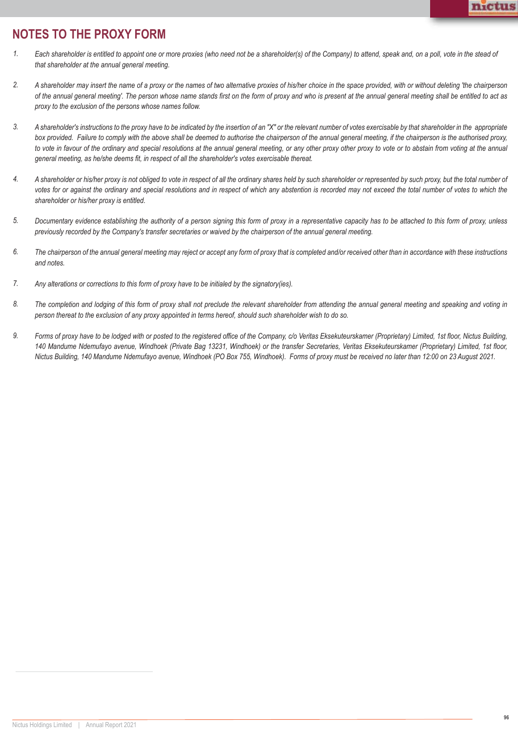# NOTES TO THE PROXY FORM

1. *Each shareholder is entitled to appoint one or more proxies (who need not be a shareholder(s) of the Company) to attend, speak and, on a poll, vote in the stead of that shareholder at the annual general meeting.*

2. *A shareholder may insert the name of a proxy or the names of two alternative proxies of his/her choice in the space provided, with or without deleting 'the chairperson of the annual general meeting'. The person whose name stands first on the form of proxy and who is present at the annual general meeting shall be entitled to act as proxy to the exclusion of the persons whose names follow.*

3. *A shareholder's instructions to the proxy have to be indicated by the insertion of an "X" or the relevant number of votes exercisable by that shareholder in the appropriate box provided. Failure to comply with the above shall be deemed to authorise the chairperson of the annual general meeting, if the chairperson is the authorised proxy, to vote in favour of the ordinary and special resolutions at the annual general meeting, or any other proxy other proxy to vote or to abstain from voting at the annual general meeting, as he/she deems fit, in respect of all the shareholder's votes exercisable thereat.*

4. *A shareholder or his/her proxy is not obliged to vote in respect of all the ordinary shares held by such shareholder or represented by such proxy, but the total number of votes for or against the ordinary and special resolutions and in respect of which any abstention is recorded may not exceed the total number of votes to which the shareholder or his/her proxy is entitled.*

5. *Documentary evidence establishing the authority of a person signing this form of proxy in a representative capacity has to be attached to this form of proxy, unless previously recorded by the Company's transfer secretaries or waived by the chairperson of the annual general meeting.*

6. *The chairperson of the annual general meeting may reject or accept any form of proxy that is completed and/or received other than in accordance with these instructions and notes.*

7. *Any alterations or corrections to this form of proxy have to be initialed by the signatory(ies).*

8. *The completion and lodging of this form of proxy shall not preclude the relevant shareholder from attending the annual general meeting and speaking and voting in person thereat to the exclusion of any proxy appointed in terms hereof, should such shareholder wish to do so.*

9. *Forms of proxy have to be lodged with or posted to the registered office of the Company, c/o Veritas Eksekuteurskamer (Proprietary) Limited, 1st floor, Nictus Building, 140 Mandume Ndemufayo avenue, Windhoek (Private Bag 13231, Windhoek) or the transfer Secretaries, Veritas Eksekuteurskamer (Proprietary) Limited, 1st floor, Nictus Building, 140 Mandume Ndemufayo avenue, Windhoek (PO Box 755, Windhoek). Forms of proxy must be received no later than 12:00 on 23 August 2021.*